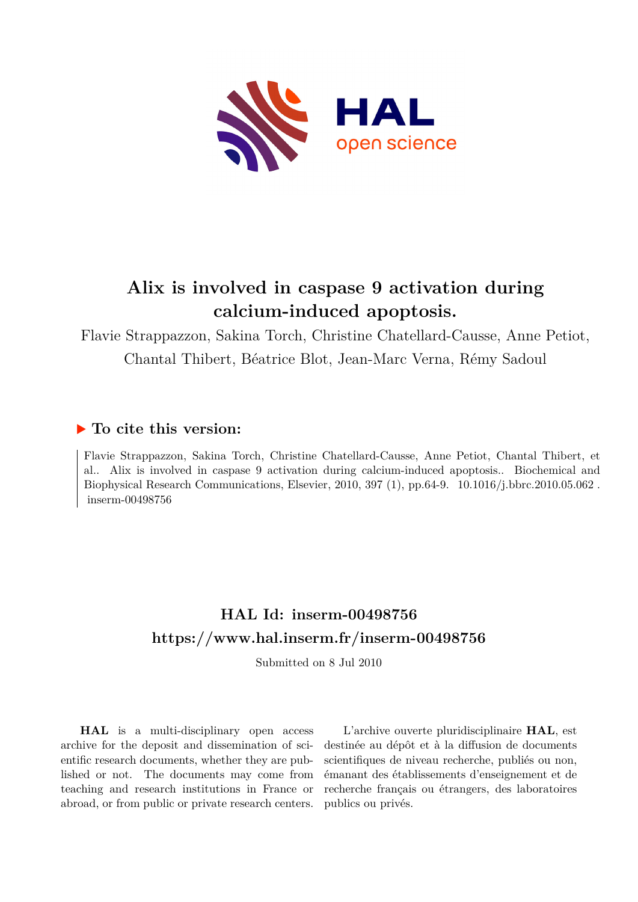# Alix is involved in caspase 9 activation during calcium-induced apoptosis.

Flavie Strappazzon, Sakina Torch, Christine Chatellard-Causse, Anne Petiot, Chantal Thibert, Béatrice Blot, Jean-Marc Verna, Rémy Sadoul

### ▶ To cite this version:

Flavie Strappazzon, Sakina Torch, Christine Chatellard-Causse, Anne Petiot, Chantal Thibert, et al.. Alix is involved in caspase 9 activation during calcium-induced apoptosis.. Biochemical and Biophysical Research Communications, Elsevier, 2010, 397 (1), pp.64-9. 10.1016/j.bbrc.2010.05.062 . inserm-00498756

## HAL Id: inserm-00498756

## https://www.hal.inserm.fr/inserm-00498756

Submitted on 8 Jul 2010

**HAL** is a multi-disciplinary open access archive for the deposit and dissemination of scientific research documents, whether they are published or not. The documents may come from teaching and research institutions in France or abroad, or from public or private research centers.

L'archive ouverte pluridisciplinaire **HAL**, est destinée au dépôt et à la diffusion de documents scientifiques de niveau recherche, publiés ou non, émanant des établissements d'enseignement et de recherche français ou étrangers, des laboratoires publics ou privés.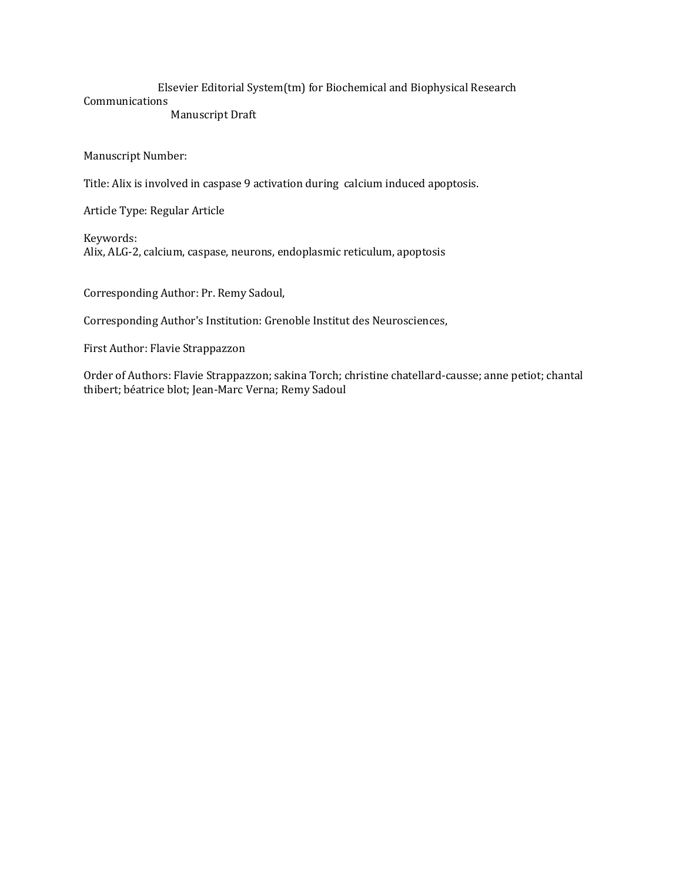Elsevier Editorial System(tm) for Biochemical and Biophysical Research Communications

Manuscript Draft

Manuscript Number:

Title: Alix is involved in caspase 9 activation during calcium induced apoptosis.

Article Type: Regular Article

Keywords:
Alix, ALG-2, calcium, caspase, neurons, endoplasmic reticulum, apoptosis

Corresponding Author: Pr. Remy Sadoul,

Corresponding Author's Institution: Grenoble Institut des Neurosciences,

First Author: Flavie Strappazzon

Order of Authors: Flavie Strappazzon; sakina Torch; christine chatellard-causse; anne petiot; chantal thibert; béatrice blot; Jean-Marc Verna; Remy Sadoul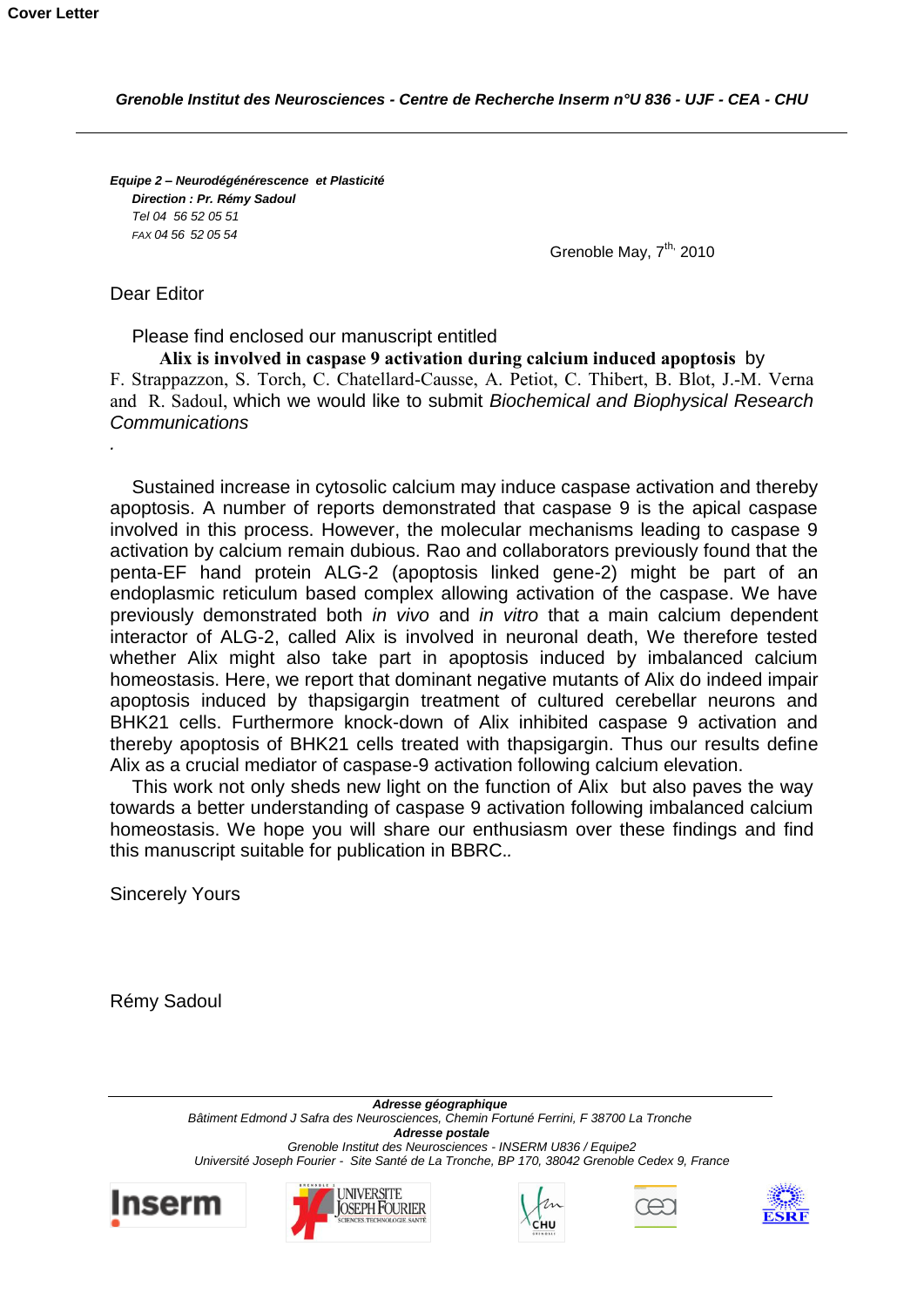Cover Letter

*Grenoble Institut des Neurosciences - Centre de Recherche Inserm n°U 836 - UJF - CEA - CHU*

---

***Equipe 2 – Neurodégénérescence et Plasticité***
***Direction : Pr. Rémy Sadoul***
*Tel 04 56 52 05 51*
*FAX 04 56 52 05 54*

Grenoble May, 7th, 2010

Dear Editor

Please find enclosed our manuscript entitled

**Alix is involved in caspase 9 activation during calcium induced apoptosis** by F. Strappazzon, S. Torch, C. Chatellard-Causse, A. Petiot, C. Thibert, B. Blot, J.-M. Verna and R. Sadoul, which we would like to submit *Biochemical and Biophysical Research Communications*

.

Sustained increase in cytosolic calcium may induce caspase activation and thereby apoptosis. A number of reports demonstrated that caspase 9 is the apical caspase involved in this process. However, the molecular mechanisms leading to caspase 9 activation by calcium remain dubious. Rao and collaborators previously found that the penta-EF hand protein ALG-2 (apoptosis linked gene-2) might be part of an endoplasmic reticulum based complex allowing activation of the caspase. We have previously demonstrated both *in vivo* and *in vitro* that a main calcium dependent interactor of ALG-2, called Alix is involved in neuronal death, We therefore tested whether Alix might also take part in apoptosis induced by imbalanced calcium homeostasis. Here, we report that dominant negative mutants of Alix do indeed impair apoptosis induced by thapsigargin treatment of cultured cerebellar neurons and BHK21 cells. Furthermore knock-down of Alix inhibited caspase 9 activation and thereby apoptosis of BHK21 cells treated with thapsigargin. Thus our results define Alix as a crucial mediator of caspase-9 activation following calcium elevation.

This work not only sheds new light on the function of Alix but also paves the way towards a better understanding of caspase 9 activation following imbalanced calcium homeostasis. We hope you will share our enthusiasm over these findings and find this manuscript suitable for publication in BBRC..

Sincerely Yours

Rémy Sadoul

---

***Adresse géographique***
*Bâtiment Edmond J Safra des Neurosciences, Chemin Fortuné Ferrini, F 38700 La Tronche*
***Adresse postale***
*Grenoble Institut des Neurosciences - INSERM U836 / Equipe2*
*Université Joseph Fourier - Site Santé de La Tronche, BP 170, 38042 Grenoble Cedex 9, France*

Inserm UNIVERSITE JOSEPH FOURIER SCIENCES. TECHNOLOGIE. SANTÉ CHU cea ESRF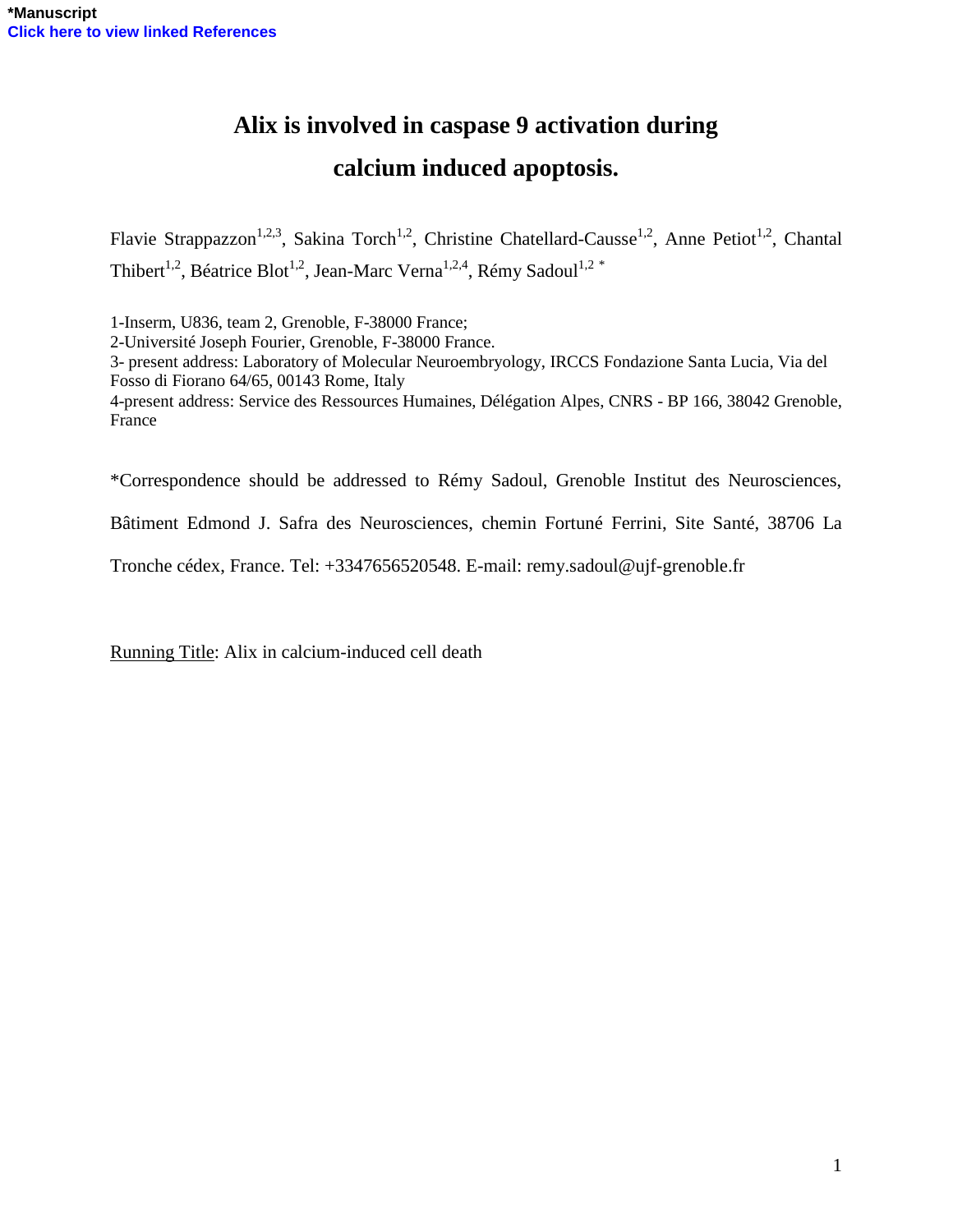**\*Manuscript**
**Click here to view linked References**

# Alix is involved in caspase 9 activation during calcium induced apoptosis.

Flavie Strappazzon[1,2,3], Sakina Torch[1,2], Christine Chatellard-Causse[1,2], Anne Petiot[1,2], Chantal Thibert[1,2], Béatrice Blot[1,2], Jean-Marc Verna[1,2,4], Rémy Sadoul[1,2 *]

1-Inserm, U836, team 2, Grenoble, F-38000 France;
2-Université Joseph Fourier, Grenoble, F-38000 France.
3- present address: Laboratory of Molecular Neuroembryology, IRCCS Fondazione Santa Lucia, Via del Fosso di Fiorano 64/65, 00143 Rome, Italy
4-present address: Service des Ressources Humaines, Délégation Alpes, CNRS - BP 166, 38042 Grenoble, France

\*Correspondence should be addressed to Rémy Sadoul, Grenoble Institut des Neurosciences, Bâtiment Edmond J. Safra des Neurosciences, chemin Fortuné Ferrini, Site Santé, 38706 La Tronche cédex, France. Tel: +3347656520548. E-mail: remy.sadoul@ujf-grenoble.fr

Running Title: Alix in calcium-induced cell death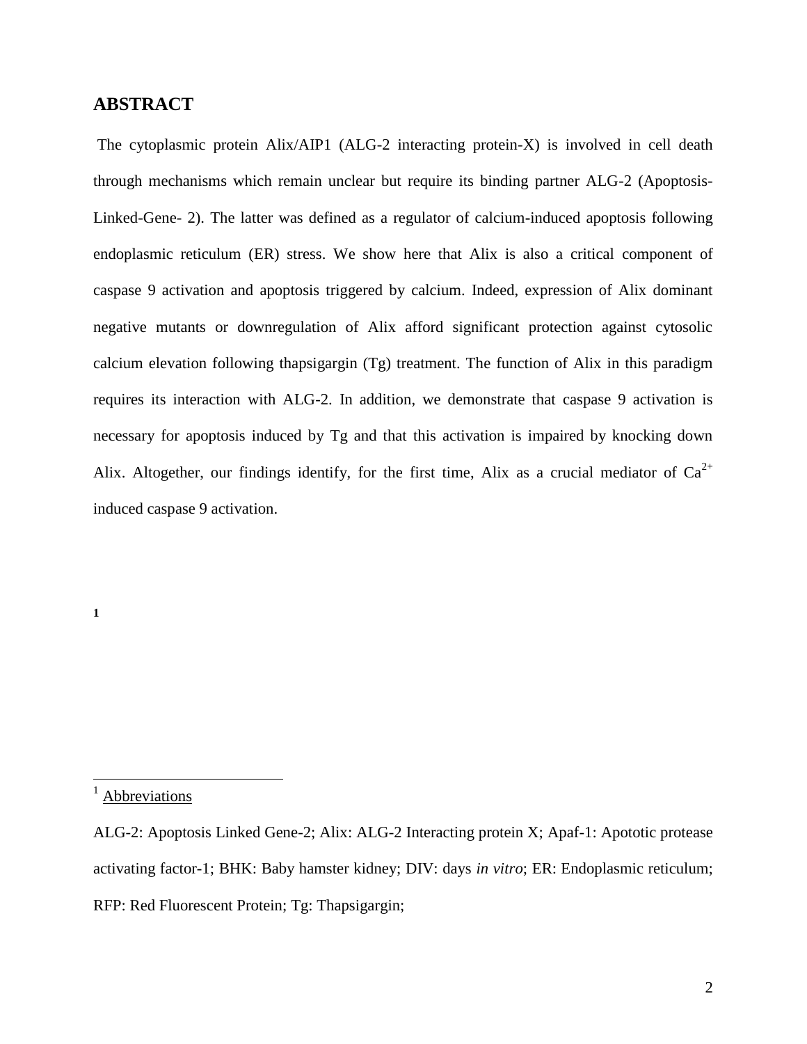## ABSTRACT

The cytoplasmic protein Alix/AIP1 (ALG-2 interacting protein-X) is involved in cell death through mechanisms which remain unclear but require its binding partner ALG-2 (Apoptosis-Linked-Gene- 2). The latter was defined as a regulator of calcium-induced apoptosis following endoplasmic reticulum (ER) stress. We show here that Alix is also a critical component of caspase 9 activation and apoptosis triggered by calcium. Indeed, expression of Alix dominant negative mutants or downregulation of Alix afford significant protection against cytosolic calcium elevation following thapsigargin (Tg) treatment. The function of Alix in this paradigm requires its interaction with ALG-2. In addition, we demonstrate that caspase 9 activation is necessary for apoptosis induced by Tg and that this activation is impaired by knocking down Alix. Altogether, our findings identify, for the first time, Alix as a crucial mediator of $Ca^{2+}$ induced caspase 9 activation.

[1]

---

[1] Abbreviations

ALG-2: Apoptosis Linked Gene-2; Alix: ALG-2 Interacting protein X; Apaf-1: Apototic protease activating factor-1; BHK: Baby hamster kidney; DIV: days *in vitro*; ER: Endoplasmic reticulum; RFP: Red Fluorescent Protein; Tg: Thapsigargin;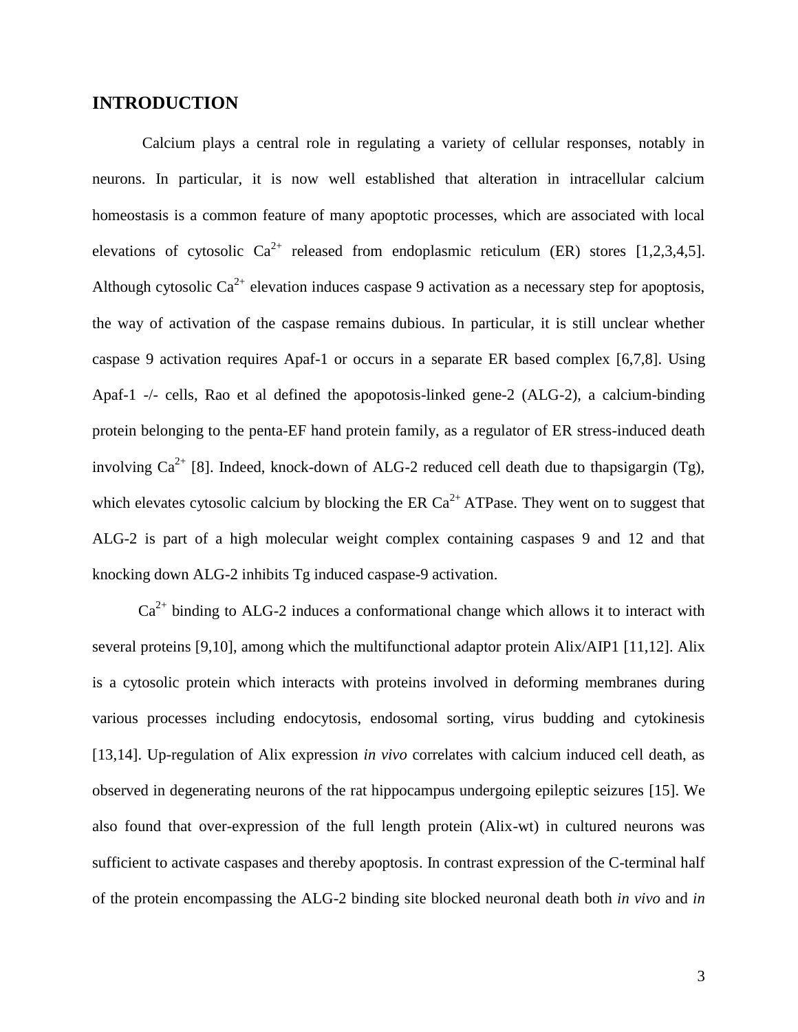## INTRODUCTION

Calcium plays a central role in regulating a variety of cellular responses, notably in neurons. In particular, it is now well established that alteration in intracellular calcium homeostasis is a common feature of many apoptotic processes, which are associated with local elevations of cytosolic $Ca^{2+}$ released from endoplasmic reticulum (ER) stores [1,2,3,4,5]. Although cytosolic $Ca^{2+}$ elevation induces caspase 9 activation as a necessary step for apoptosis, the way of activation of the caspase remains dubious. In particular, it is still unclear whether caspase 9 activation requires Apaf-1 or occurs in a separate ER based complex [6,7,8]. Using Apaf-1 -/- cells, Rao et al defined the apoptosis-linked gene-2 (ALG-2), a calcium-binding protein belonging to the penta-EF hand protein family, as a regulator of ER stress-induced death involving $Ca^{2+}$ [8]. Indeed, knock-down of ALG-2 reduced cell death due to thapsigargin (Tg), which elevates cytosolic calcium by blocking the ER $Ca^{2+}$ ATPase. They went on to suggest that ALG-2 is part of a high molecular weight complex containing caspases 9 and 12 and that knocking down ALG-2 inhibits Tg induced caspase-9 activation.

$Ca^{2+}$ binding to ALG-2 induces a conformational change which allows it to interact with several proteins [9,10], among which the multifunctional adaptor protein Alix/AIP1 [11,12]. Alix is a cytosolic protein which interacts with proteins involved in deforming membranes during various processes including endocytosis, endosomal sorting, virus budding and cytokinesis [13,14]. Up-regulation of Alix expression *in vivo* correlates with calcium induced cell death, as observed in degenerating neurons of the rat hippocampus undergoing epileptic seizures [15]. We also found that over-expression of the full length protein (Alix-wt) in cultured neurons was sufficient to activate caspases and thereby apoptosis. In contrast expression of the C-terminal half of the protein encompassing the ALG-2 binding site blocked neuronal death both *in vivo* and *in*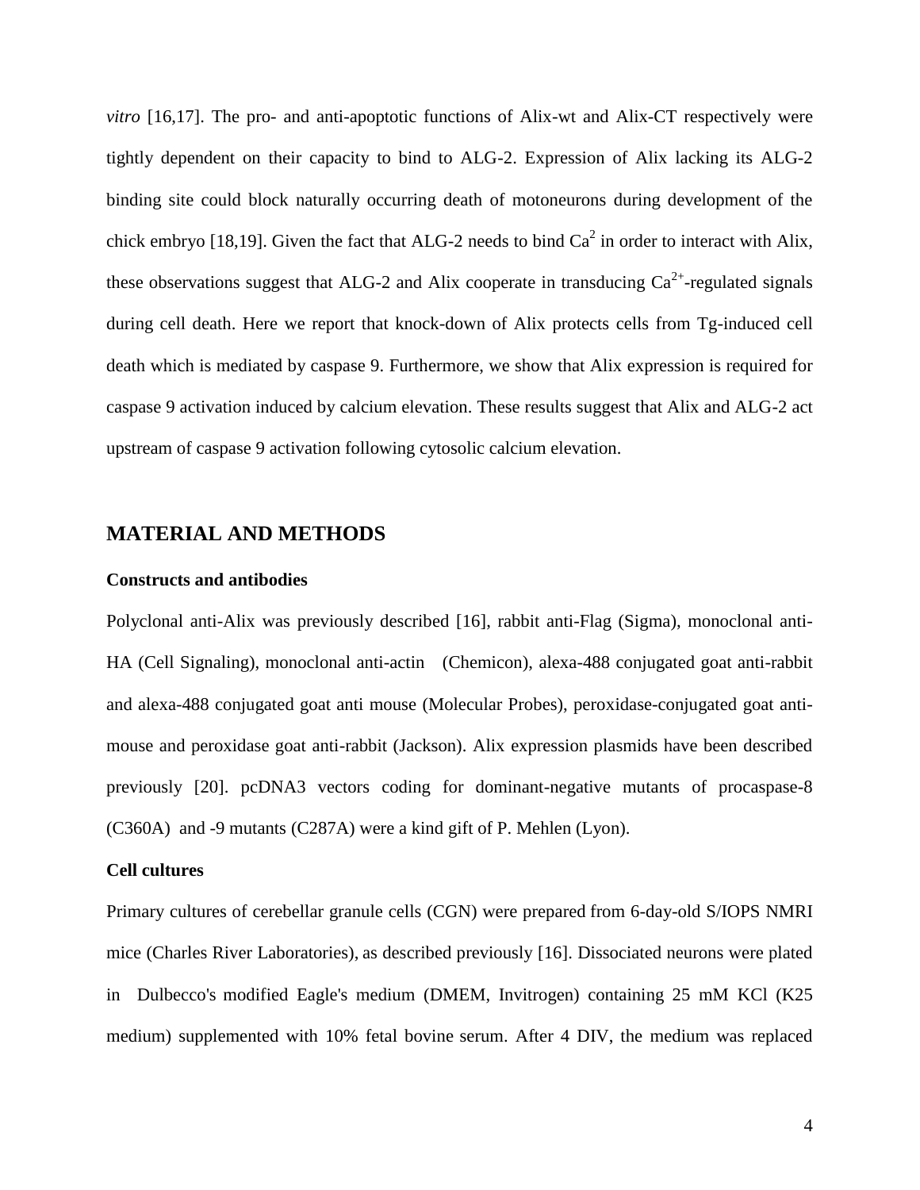*vitro* [16,17]. The pro- and anti-apoptotic functions of Alix-wt and Alix-CT respectively were tightly dependent on their capacity to bind to ALG-2. Expression of Alix lacking its ALG-2 binding site could block naturally occurring death of motoneurons during development of the chick embryo [18,19]. Given the fact that ALG-2 needs to bind $Ca^2$ in order to interact with Alix, these observations suggest that ALG-2 and Alix cooperate in transducing $Ca^{2+}$-regulated signals during cell death. Here we report that knock-down of Alix protects cells from Tg-induced cell death which is mediated by caspase 9. Furthermore, we show that Alix expression is required for caspase 9 activation induced by calcium elevation. These results suggest that Alix and ALG-2 act upstream of caspase 9 activation following cytosolic calcium elevation.

## MATERIAL AND METHODS

**Constructs and antibodies**

Polyclonal anti-Alix was previously described [16], rabbit anti-Flag (Sigma), monoclonal anti-HA (Cell Signaling), monoclonal anti-actin (Chemicon), alexa-488 conjugated goat anti-rabbit and alexa-488 conjugated goat anti mouse (Molecular Probes), peroxidase-conjugated goat anti-mouse and peroxidase goat anti-rabbit (Jackson). Alix expression plasmids have been described previously [20]. pcDNA3 vectors coding for dominant-negative mutants of procaspase-8 (C360A) and -9 mutants (C287A) were a kind gift of P. Mehlen (Lyon).

**Cell cultures**

Primary cultures of cerebellar granule cells (CGN) were prepared from 6-day-old S/IOPS NMRI mice (Charles River Laboratories), as described previously [16]. Dissociated neurons were plated in Dulbecco's modified Eagle's medium (DMEM, Invitrogen) containing 25 mM KCl (K25 medium) supplemented with 10% fetal bovine serum. After 4 DIV, the medium was replaced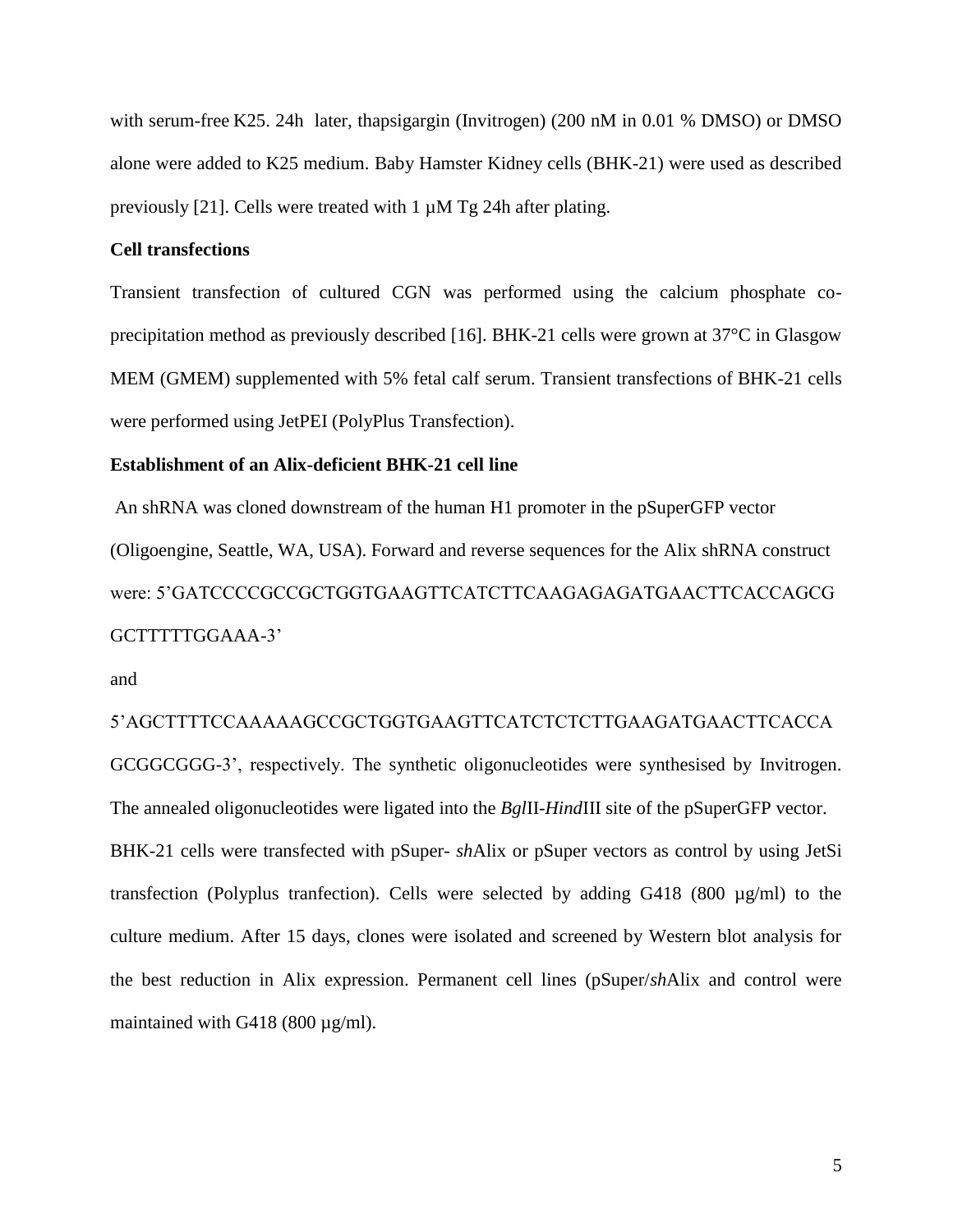with serum-free K25. 24h later, thapsigargin (Invitrogen) (200 nM in 0.01 % DMSO) or DMSO alone were added to K25 medium. Baby Hamster Kidney cells (BHK-21) were used as described previously [21]. Cells were treated with 1 µM Tg 24h after plating.

**Cell transfections**

Transient transfection of cultured CGN was performed using the calcium phosphate co-precipitation method as previously described [16]. BHK-21 cells were grown at 37°C in Glasgow MEM (GMEM) supplemented with 5% fetal calf serum. Transient transfections of BHK-21 cells were performed using JetPEI (PolyPlus Transfection).

**Establishment of an Alix-deficient BHK-21 cell line**

An shRNA was cloned downstream of the human H1 promoter in the pSuperGFP vector (Oligoengine, Seattle, WA, USA). Forward and reverse sequences for the Alix shRNA construct were: 5'GATCCCCGCCGCTGGTGAAGTTCATCTTCAAGAGAGATGAACTTCACCAGCG GCTTTTTGGAAA-3'

and

5'AGCTTTTCCAAAAAGCCGCTGGTGAAGTTCATCTCTCTTGAAGATGAACTTCACCA GCGGCGGG-3', respectively. The synthetic oligonucleotides were synthesised by Invitrogen. The annealed oligonucleotides were ligated into the *Bgl*II-*Hind*III site of the pSuperGFP vector. BHK-21 cells were transfected with pSuper- *sh*Alix or pSuper vectors as control by using JetSi transfection (Polyplus tranfection). Cells were selected by adding G418 (800 µg/ml) to the culture medium. After 15 days, clones were isolated and screened by Western blot analysis for the best reduction in Alix expression. Permanent cell lines (pSuper/*sh*Alix and control were maintained with G418 (800 µg/ml).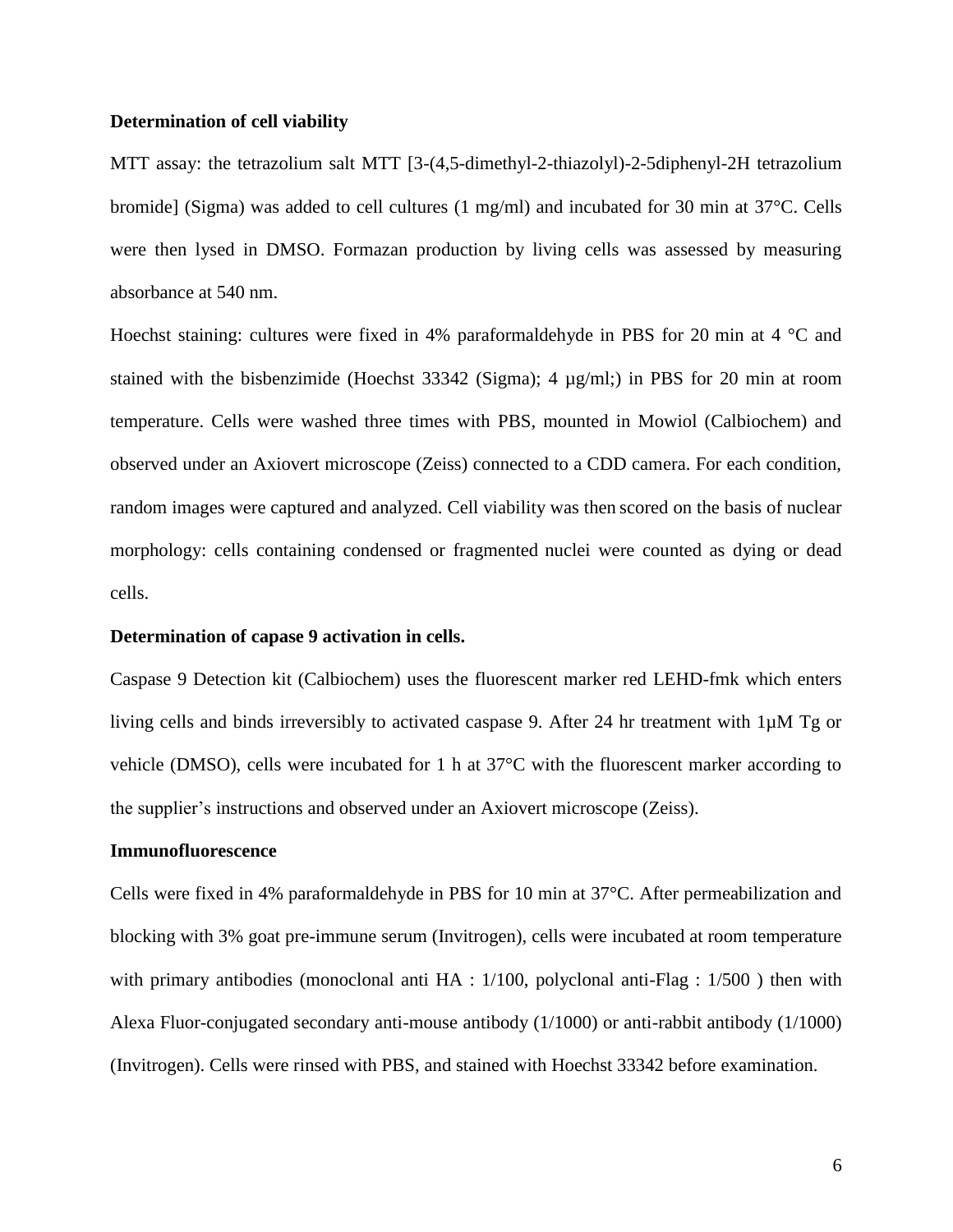**Determination of cell viability**

MTT assay: the tetrazolium salt MTT [3-(4,5-dimethyl-2-thiazolyl)-2-5diphenyl-2H tetrazolium bromide] (Sigma) was added to cell cultures (1 mg/ml) and incubated for 30 min at 37°C. Cells were then lysed in DMSO. Formazan production by living cells was assessed by measuring absorbance at 540 nm.

Hoechst staining: cultures were fixed in 4% paraformaldehyde in PBS for 20 min at 4 °C and stained with the bisbenzimide (Hoechst 33342 (Sigma); 4 µg/ml;) in PBS for 20 min at room temperature. Cells were washed three times with PBS, mounted in Mowiol (Calbiochem) and observed under an Axiovert microscope (Zeiss) connected to a CDD camera. For each condition, random images were captured and analyzed. Cell viability was then scored on the basis of nuclear morphology: cells containing condensed or fragmented nuclei were counted as dying or dead cells.

**Determination of capase 9 activation in cells.**

Caspase 9 Detection kit (Calbiochem) uses the fluorescent marker red LEHD-fmk which enters living cells and binds irreversibly to activated caspase 9. After 24 hr treatment with 1µM Tg or vehicle (DMSO), cells were incubated for 1 h at 37°C with the fluorescent marker according to the supplier's instructions and observed under an Axiovert microscope (Zeiss).

**Immunofluorescence**

Cells were fixed in 4% paraformaldehyde in PBS for 10 min at 37°C. After permeabilization and blocking with 3% goat pre-immune serum (Invitrogen), cells were incubated at room temperature with primary antibodies (monoclonal anti HA : 1/100, polyclonal anti-Flag : 1/500 ) then with Alexa Fluor-conjugated secondary anti-mouse antibody (1/1000) or anti-rabbit antibody (1/1000) (Invitrogen). Cells were rinsed with PBS, and stained with Hoechst 33342 before examination.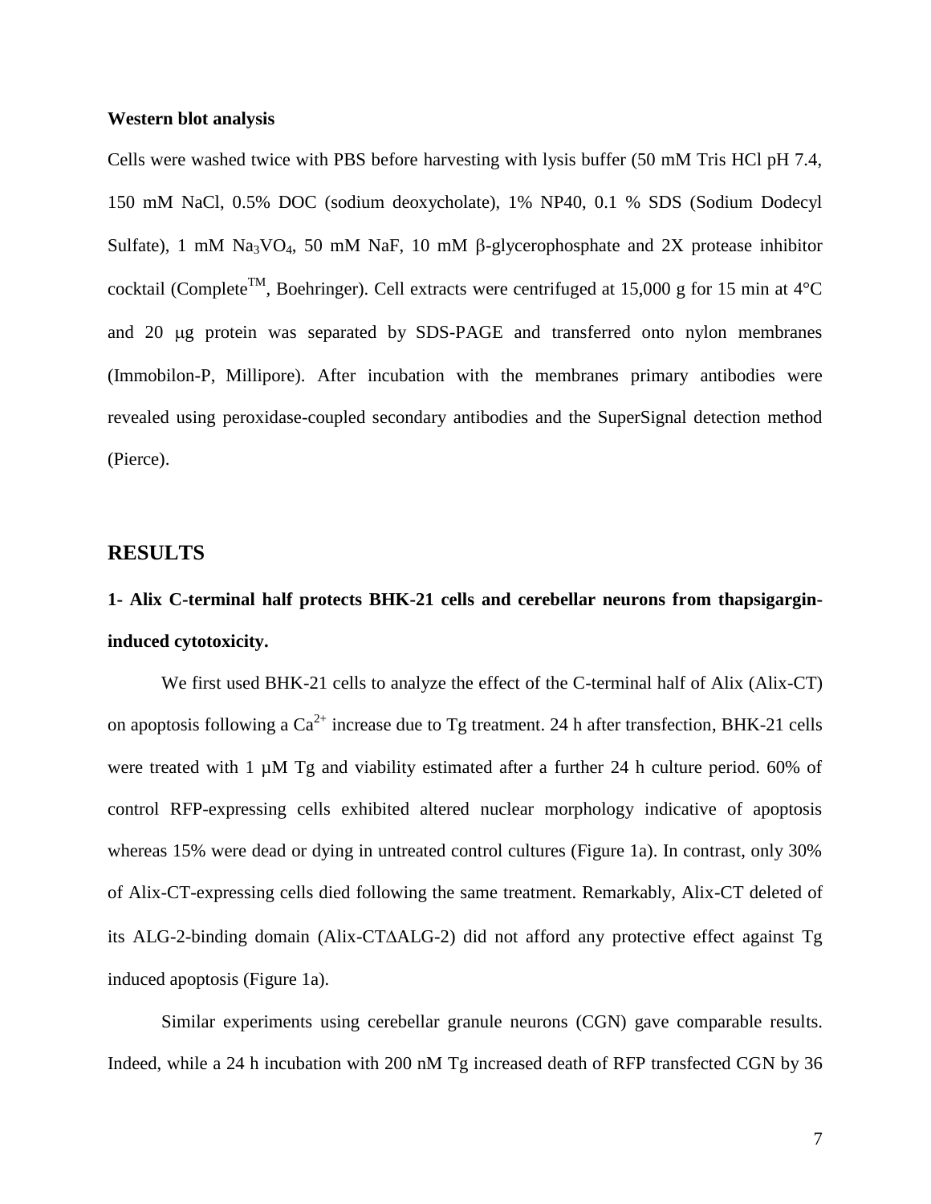**Western blot analysis**

Cells were washed twice with PBS before harvesting with lysis buffer (50 mM Tris HCl pH 7.4, 150 mM NaCl, 0.5% DOC (sodium deoxycholate), 1% NP40, 0.1 % SDS (Sodium Dodecyl Sulfate), 1 mM $Na_3VO_4$, 50 mM NaF, 10 mM β-glycerophosphate and 2X protease inhibitor cocktail (Complete™, Boehringer). Cell extracts were centrifuged at 15,000 g for 15 min at 4°C and 20 μg protein was separated by SDS-PAGE and transferred onto nylon membranes (Immobilon-P, Millipore). After incubation with the membranes primary antibodies were revealed using peroxidase-coupled secondary antibodies and the SuperSignal detection method (Pierce).

## RESULTS

### 1- Alix C-terminal half protects BHK-21 cells and cerebellar neurons from thapsigargin-induced cytotoxicity.

We first used BHK-21 cells to analyze the effect of the C-terminal half of Alix (Alix-CT) on apoptosis following a $Ca^{2+}$ increase due to Tg treatment. 24 h after transfection, BHK-21 cells were treated with 1 µM Tg and viability estimated after a further 24 h culture period. 60% of control RFP-expressing cells exhibited altered nuclear morphology indicative of apoptosis whereas 15% were dead or dying in untreated control cultures (Figure 1a). In contrast, only 30% of Alix-CT-expressing cells died following the same treatment. Remarkably, Alix-CT deleted of its ALG-2-binding domain (Alix-CTΔALG-2) did not afford any protective effect against Tg induced apoptosis (Figure 1a).

Similar experiments using cerebellar granule neurons (CGN) gave comparable results. Indeed, while a 24 h incubation with 200 nM Tg increased death of RFP transfected CGN by 36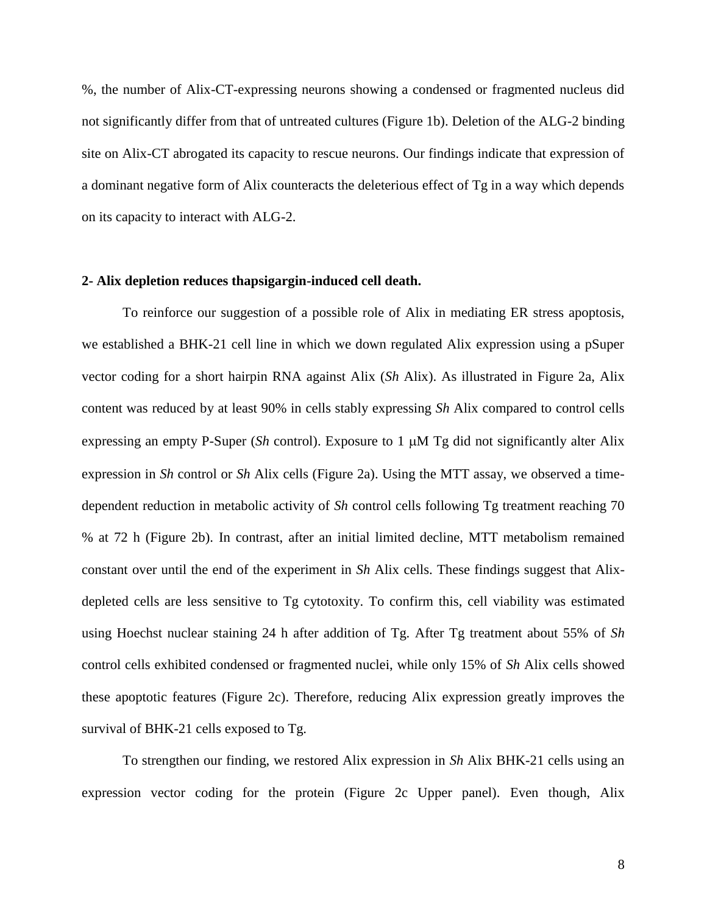%, the number of Alix-CT-expressing neurons showing a condensed or fragmented nucleus did not significantly differ from that of untreated cultures (Figure 1b). Deletion of the ALG-2 binding site on Alix-CT abrogated its capacity to rescue neurons. Our findings indicate that expression of a dominant negative form of Alix counteracts the deleterious effect of Tg in a way which depends on its capacity to interact with ALG-2.

**2- Alix depletion reduces thapsigargin-induced cell death.**

To reinforce our suggestion of a possible role of Alix in mediating ER stress apoptosis, we established a BHK-21 cell line in which we down regulated Alix expression using a pSuper vector coding for a short hairpin RNA against Alix (*Sh* Alix). As illustrated in Figure 2a, Alix content was reduced by at least 90% in cells stably expressing *Sh* Alix compared to control cells expressing an empty P-Super (*Sh* control). Exposure to 1 μM Tg did not significantly alter Alix expression in *Sh* control or *Sh* Alix cells (Figure 2a). Using the MTT assay, we observed a time-dependent reduction in metabolic activity of *Sh* control cells following Tg treatment reaching 70 % at 72 h (Figure 2b). In contrast, after an initial limited decline, MTT metabolism remained constant over until the end of the experiment in *Sh* Alix cells. These findings suggest that Alix-depleted cells are less sensitive to Tg cytotoxity. To confirm this, cell viability was estimated using Hoechst nuclear staining 24 h after addition of Tg. After Tg treatment about 55% of *Sh* control cells exhibited condensed or fragmented nuclei, while only 15% of *Sh* Alix cells showed these apoptotic features (Figure 2c). Therefore, reducing Alix expression greatly improves the survival of BHK-21 cells exposed to Tg.

To strengthen our finding, we restored Alix expression in *Sh* Alix BHK-21 cells using an expression vector coding for the protein (Figure 2c Upper panel). Even though, Alix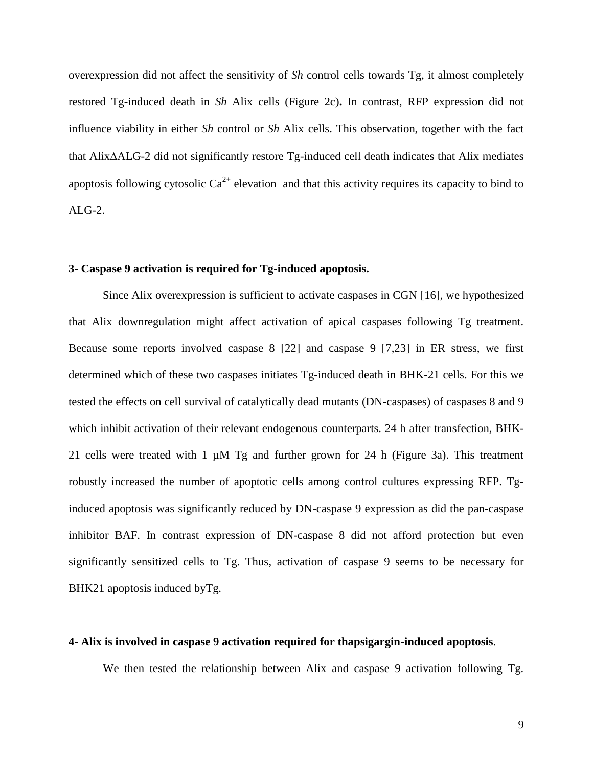overexpression did not affect the sensitivity of *Sh* control cells towards Tg, it almost completely restored Tg-induced death in *Sh* Alix cells (Figure 2c)**.** In contrast, RFP expression did not influence viability in either *Sh* control or *Sh* Alix cells. This observation, together with the fact that AlixΔALG-2 did not significantly restore Tg-induced cell death indicates that Alix mediates apoptosis following cytosolic $Ca^{2+}$ elevation and that this activity requires its capacity to bind to ALG-2.

**3- Caspase 9 activation is required for Tg-induced apoptosis.**

Since Alix overexpression is sufficient to activate caspases in CGN [16], we hypothesized that Alix downregulation might affect activation of apical caspases following Tg treatment. Because some reports involved caspase 8 [22] and caspase 9 [7,23] in ER stress, we first determined which of these two caspases initiates Tg-induced death in BHK-21 cells. For this we tested the effects on cell survival of catalytically dead mutants (DN-caspases) of caspases 8 and 9 which inhibit activation of their relevant endogenous counterparts. 24 h after transfection, BHK-21 cells were treated with 1 µM Tg and further grown for 24 h (Figure 3a). This treatment robustly increased the number of apoptotic cells among control cultures expressing RFP. Tg-induced apoptosis was significantly reduced by DN-caspase 9 expression as did the pan-caspase inhibitor BAF. In contrast expression of DN-caspase 8 did not afford protection but even significantly sensitized cells to Tg. Thus, activation of caspase 9 seems to be necessary for BHK21 apoptosis induced byTg.

**4- Alix is involved in caspase 9 activation required for thapsigargin-induced apoptosis**.

We then tested the relationship between Alix and caspase 9 activation following Tg.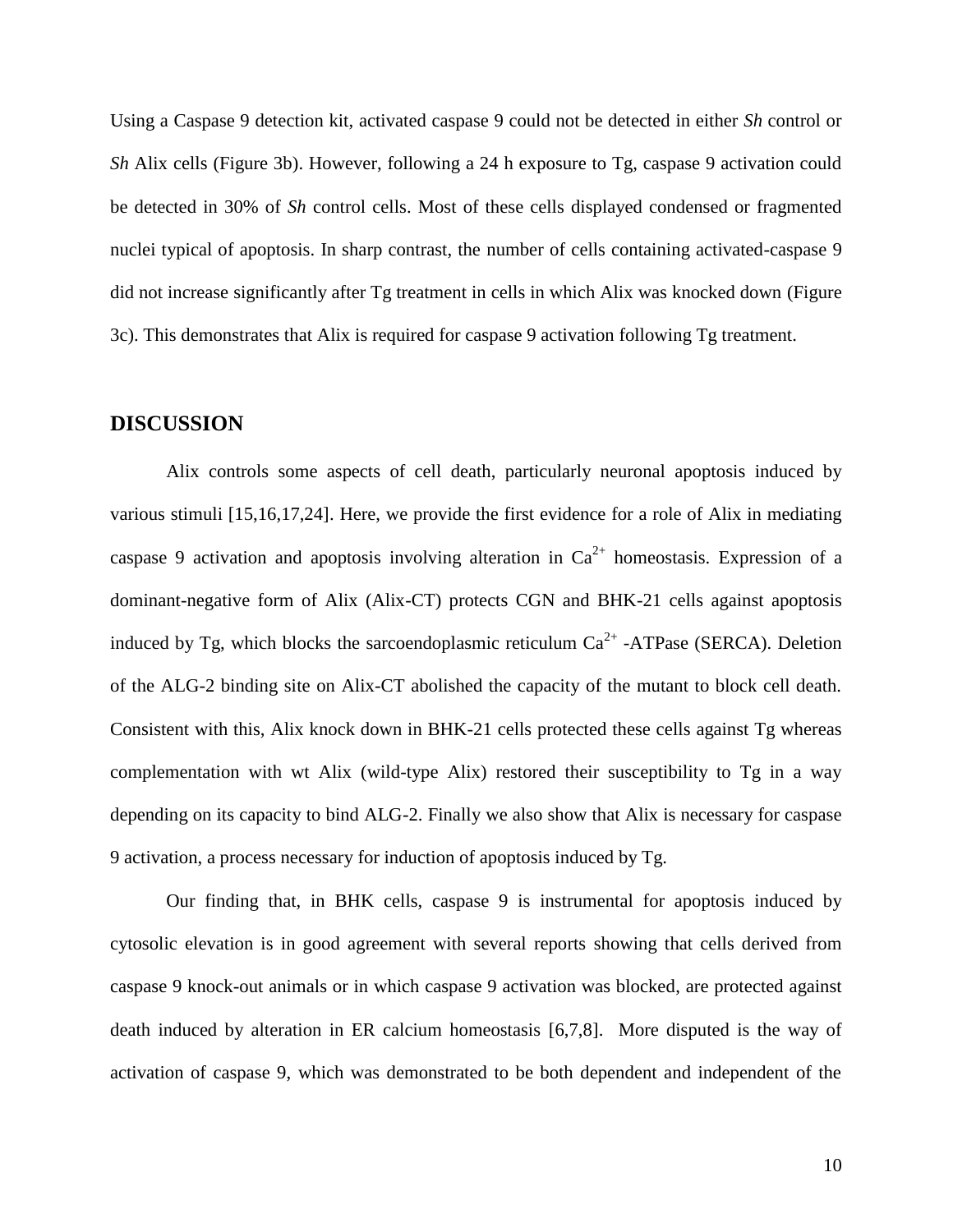Using a Caspase 9 detection kit, activated caspase 9 could not be detected in either *Sh* control or *Sh* Alix cells (Figure 3b). However, following a 24 h exposure to Tg, caspase 9 activation could be detected in 30% of *Sh* control cells. Most of these cells displayed condensed or fragmented nuclei typical of apoptosis. In sharp contrast, the number of cells containing activated-caspase 9 did not increase significantly after Tg treatment in cells in which Alix was knocked down (Figure 3c). This demonstrates that Alix is required for caspase 9 activation following Tg treatment.

## DISCUSSION

Alix controls some aspects of cell death, particularly neuronal apoptosis induced by various stimuli [15,16,17,24]. Here, we provide the first evidence for a role of Alix in mediating caspase 9 activation and apoptosis involving alteration in $Ca^{2+}$ homeostasis. Expression of a dominant-negative form of Alix (Alix-CT) protects CGN and BHK-21 cells against apoptosis induced by Tg, which blocks the sarcoendoplasmic reticulum $Ca^{2+}$ -ATPase (SERCA). Deletion of the ALG-2 binding site on Alix-CT abolished the capacity of the mutant to block cell death. Consistent with this, Alix knock down in BHK-21 cells protected these cells against Tg whereas complementation with wt Alix (wild-type Alix) restored their susceptibility to Tg in a way depending on its capacity to bind ALG-2. Finally we also show that Alix is necessary for caspase 9 activation, a process necessary for induction of apoptosis induced by Tg.

Our finding that, in BHK cells, caspase 9 is instrumental for apoptosis induced by cytosolic elevation is in good agreement with several reports showing that cells derived from caspase 9 knock-out animals or in which caspase 9 activation was blocked, are protected against death induced by alteration in ER calcium homeostasis [6,7,8]. More disputed is the way of activation of caspase 9, which was demonstrated to be both dependent and independent of the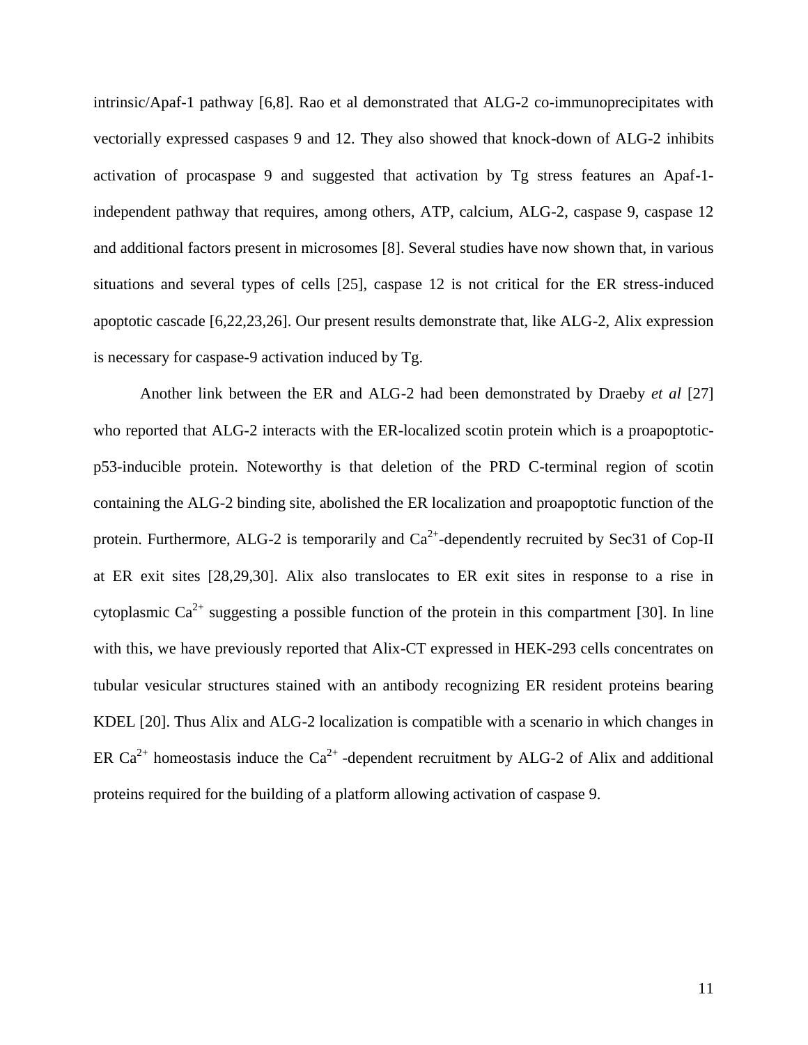intrinsic/Apaf-1 pathway [6,8]. Rao et al demonstrated that ALG-2 co-immunoprecipitates with vectorially expressed caspases 9 and 12. They also showed that knock-down of ALG-2 inhibits activation of procaspase 9 and suggested that activation by Tg stress features an Apaf-1-independent pathway that requires, among others, ATP, calcium, ALG-2, caspase 9, caspase 12 and additional factors present in microsomes [8]. Several studies have now shown that, in various situations and several types of cells [25], caspase 12 is not critical for the ER stress-induced apoptotic cascade [6,22,23,26]. Our present results demonstrate that, like ALG-2, Alix expression is necessary for caspase-9 activation induced by Tg.

Another link between the ER and ALG-2 had been demonstrated by Draeby *et al* [27] who reported that ALG-2 interacts with the ER-localized scotin protein which is a proapoptotic-p53-inducible protein. Noteworthy is that deletion of the PRD C-terminal region of scotin containing the ALG-2 binding site, abolished the ER localization and proapoptotic function of the protein. Furthermore, ALG-2 is temporarily and $Ca^{2+}$-dependently recruited by Sec31 of Cop-II at ER exit sites [28,29,30]. Alix also translocates to ER exit sites in response to a rise in cytoplasmic $Ca^{2+}$ suggesting a possible function of the protein in this compartment [30]. In line with this, we have previously reported that Alix-CT expressed in HEK-293 cells concentrates on tubular vesicular structures stained with an antibody recognizing ER resident proteins bearing KDEL [20]. Thus Alix and ALG-2 localization is compatible with a scenario in which changes in ER $Ca^{2+}$ homeostasis induce the $Ca^{2+}$ -dependent recruitment by ALG-2 of Alix and additional proteins required for the building of a platform allowing activation of caspase 9.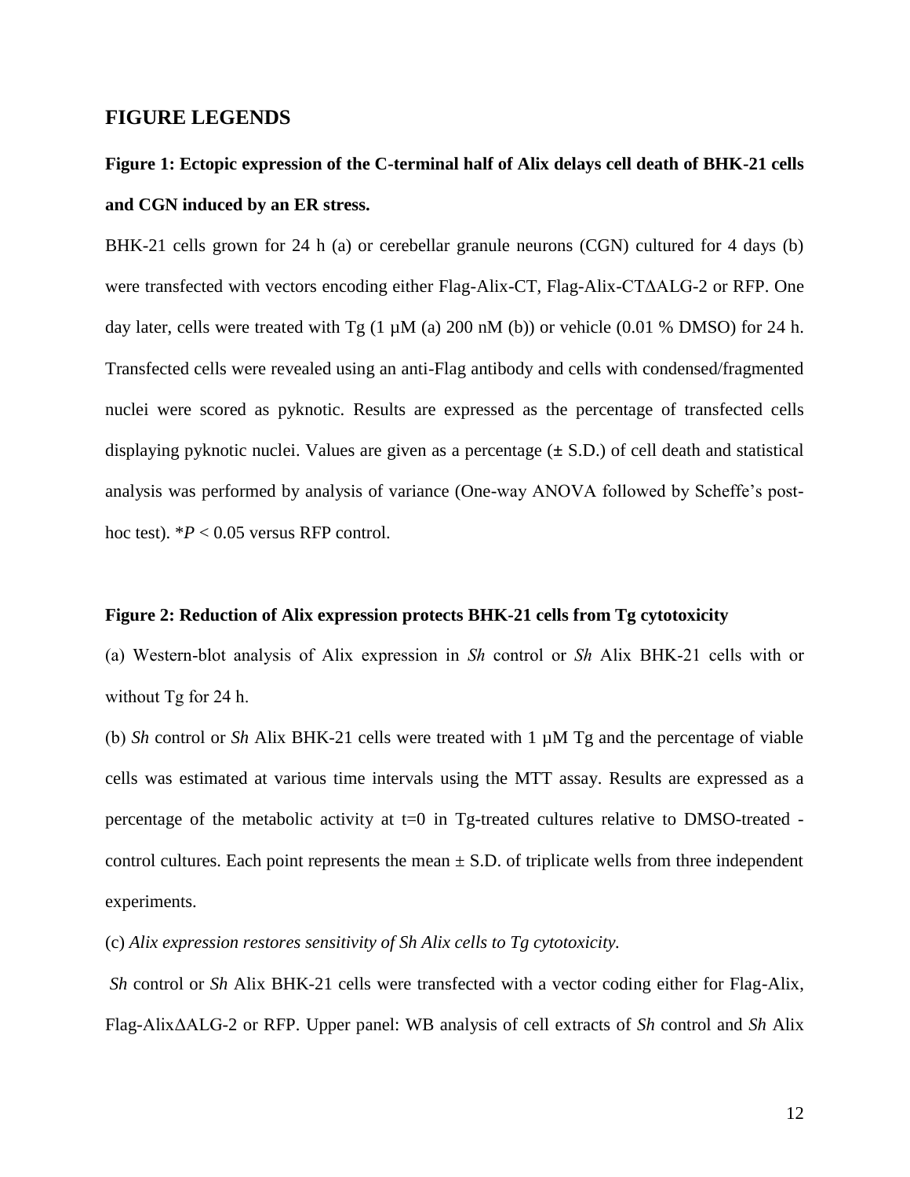## FIGURE LEGENDS

### Figure 1: Ectopic expression of the C-terminal half of Alix delays cell death of BHK-21 cells and CGN induced by an ER stress.

BHK-21 cells grown for 24 h (a) or cerebellar granule neurons (CGN) cultured for 4 days (b) were transfected with vectors encoding either Flag-Alix-CT, Flag-Alix-CTΔALG-2 or RFP. One day later, cells were treated with Tg (1 µM (a) 200 nM (b)) or vehicle (0.01 % DMSO) for 24 h. Transfected cells were revealed using an anti-Flag antibody and cells with condensed/fragmented nuclei were scored as pyknotic. Results are expressed as the percentage of transfected cells displaying pyknotic nuclei. Values are given as a percentage (± S.D.) of cell death and statistical analysis was performed by analysis of variance (One-way ANOVA followed by Scheffe's post-hoc test). \*$P < 0.05$ versus RFP control.

### Figure 2: Reduction of Alix expression protects BHK-21 cells from Tg cytotoxicity

(a) Western-blot analysis of Alix expression in *Sh* control or *Sh* Alix BHK-21 cells with or without Tg for 24 h.

(b) *Sh* control or *Sh* Alix BHK-21 cells were treated with 1 µM Tg and the percentage of viable cells was estimated at various time intervals using the MTT assay. Results are expressed as a percentage of the metabolic activity at t=0 in Tg-treated cultures relative to DMSO-treated - control cultures. Each point represents the mean ± S.D. of triplicate wells from three independent experiments.

(c) *Alix expression restores sensitivity of Sh Alix cells to Tg cytotoxicity.*

*Sh* control or *Sh* Alix BHK-21 cells were transfected with a vector coding either for Flag-Alix, Flag-AlixΔALG-2 or RFP. Upper panel: WB analysis of cell extracts of *Sh* control and *Sh* Alix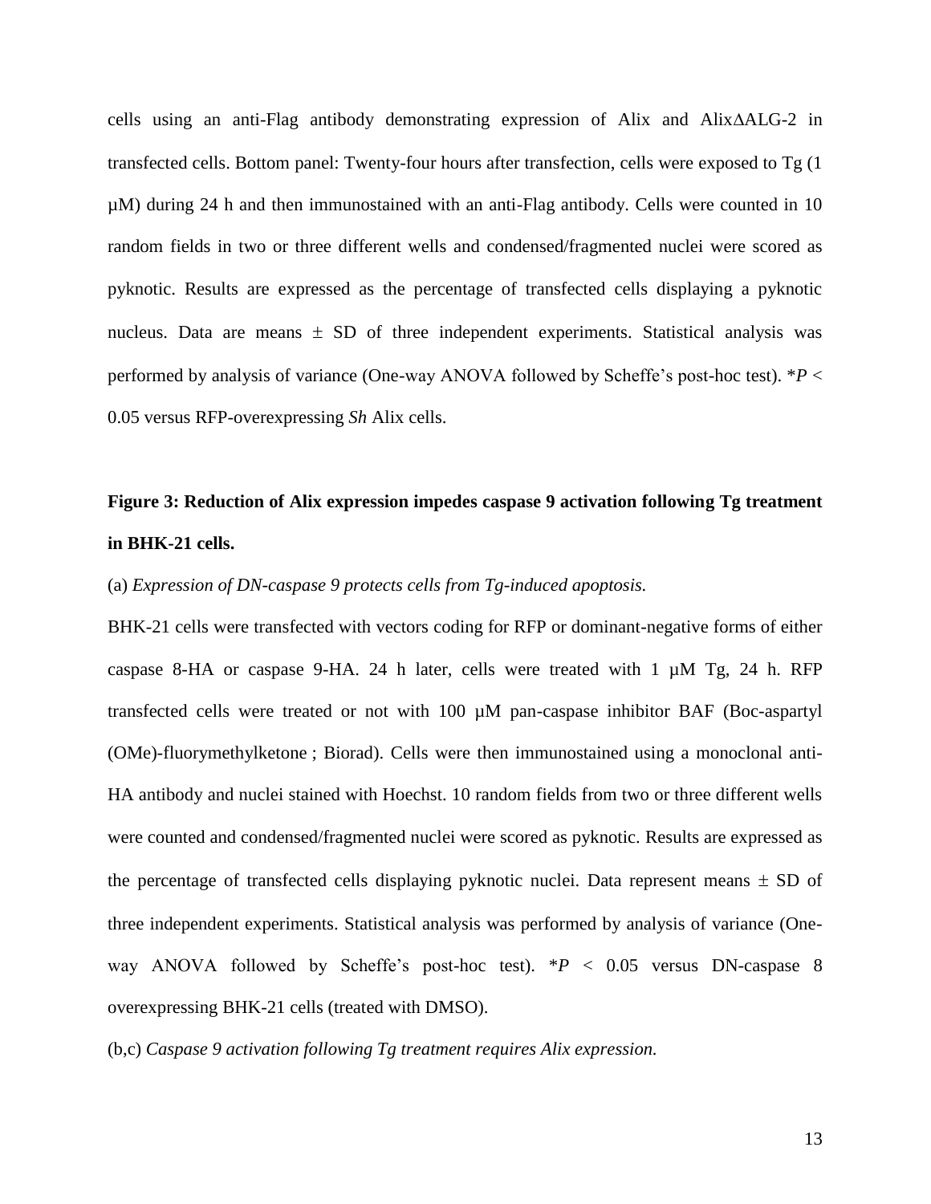cells using an anti-Flag antibody demonstrating expression of Alix and AlixΔALG-2 in transfected cells. Bottom panel: Twenty-four hours after transfection, cells were exposed to Tg (1 µM) during 24 h and then immunostained with an anti-Flag antibody. Cells were counted in 10 random fields in two or three different wells and condensed/fragmented nuclei were scored as pyknotic. Results are expressed as the percentage of transfected cells displaying a pyknotic nucleus. Data are means ± SD of three independent experiments. Statistical analysis was performed by analysis of variance (One-way ANOVA followed by Scheffe's post-hoc test). *$P < 0.05$ versus RFP-overexpressing *Sh* Alix cells.

**Figure 3: Reduction of Alix expression impedes caspase 9 activation following Tg treatment in BHK-21 cells.**

(a) *Expression of DN-caspase 9 protects cells from Tg-induced apoptosis.*

BHK-21 cells were transfected with vectors coding for RFP or dominant-negative forms of either caspase 8-HA or caspase 9-HA. 24 h later, cells were treated with 1 µM Tg, 24 h. RFP transfected cells were treated or not with 100 µM pan-caspase inhibitor BAF (Boc-aspartyl (OMe)-fluorymethylketone ; Biorad). Cells were then immunostained using a monoclonal anti-HA antibody and nuclei stained with Hoechst. 10 random fields from two or three different wells were counted and condensed/fragmented nuclei were scored as pyknotic. Results are expressed as the percentage of transfected cells displaying pyknotic nuclei. Data represent means ± SD of three independent experiments. Statistical analysis was performed by analysis of variance (One-way ANOVA followed by Scheffe's post-hoc test). *$P < 0.05$ versus DN-caspase 8 overexpressing BHK-21 cells (treated with DMSO).

(b,c) *Caspase 9 activation following Tg treatment requires Alix expression.*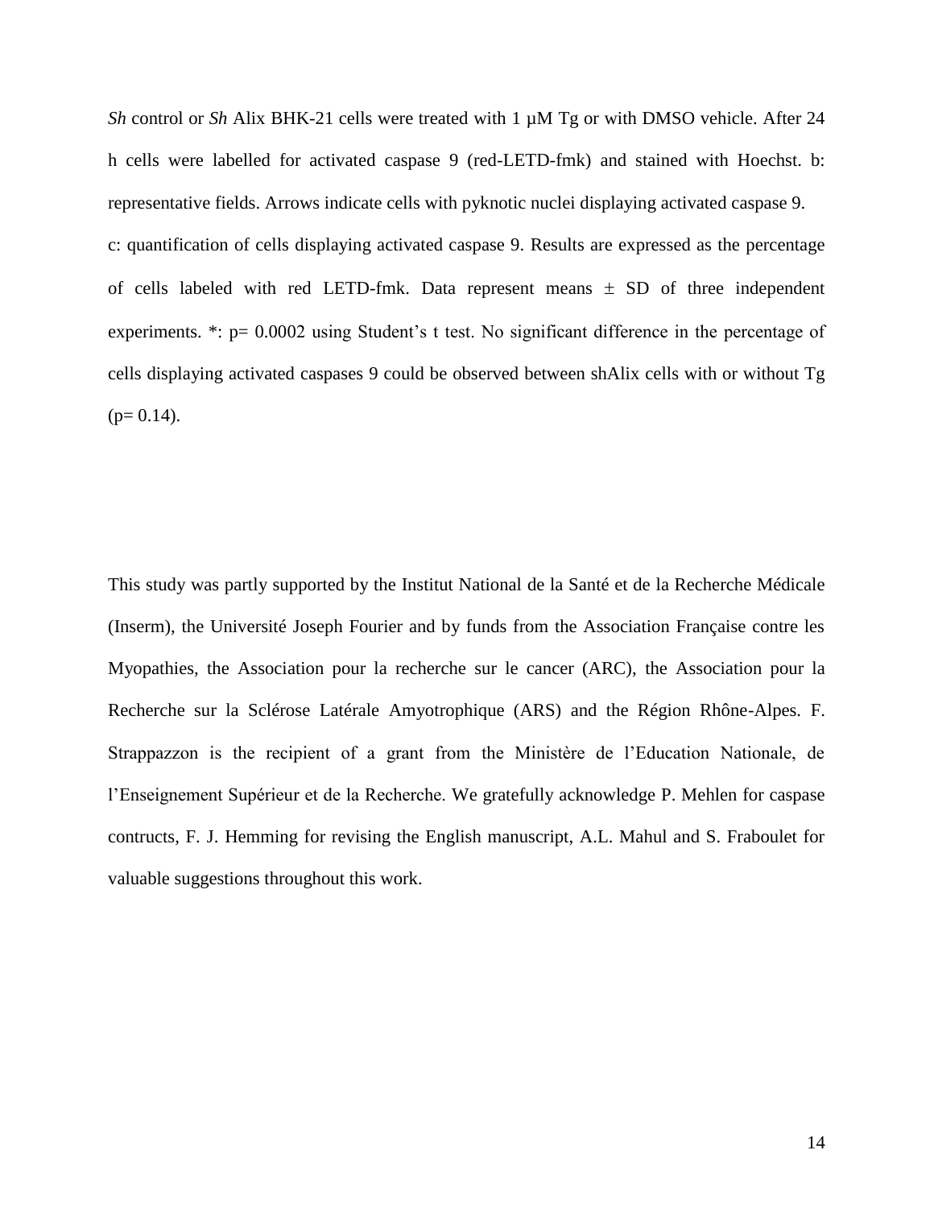*Sh* control or *Sh* Alix BHK-21 cells were treated with 1 µM Tg or with DMSO vehicle. After 24 h cells were labelled for activated caspase 9 (red-LETD-fmk) and stained with Hoechst. b: representative fields. Arrows indicate cells with pyknotic nuclei displaying activated caspase 9.
c: quantification of cells displaying activated caspase 9. Results are expressed as the percentage of cells labeled with red LETD-fmk. Data represent means ± SD of three independent experiments. *: p= 0.0002 using Student's t test. No significant difference in the percentage of cells displaying activated caspases 9 could be observed between shAlix cells with or without Tg (p= 0.14).

This study was partly supported by the Institut National de la Santé et de la Recherche Médicale (Inserm), the Université Joseph Fourier and by funds from the Association Française contre les Myopathies, the Association pour la recherche sur le cancer (ARC), the Association pour la Recherche sur la Sclérose Latérale Amyotrophique (ARS) and the Région Rhône-Alpes. F. Strappazzon is the recipient of a grant from the Ministère de l'Education Nationale, de l'Enseignement Supérieur et de la Recherche. We gratefully acknowledge P. Mehlen for caspase contructs, F. J. Hemming for revising the English manuscript, A.L. Mahul and S. Fraboulet for valuable suggestions throughout this work.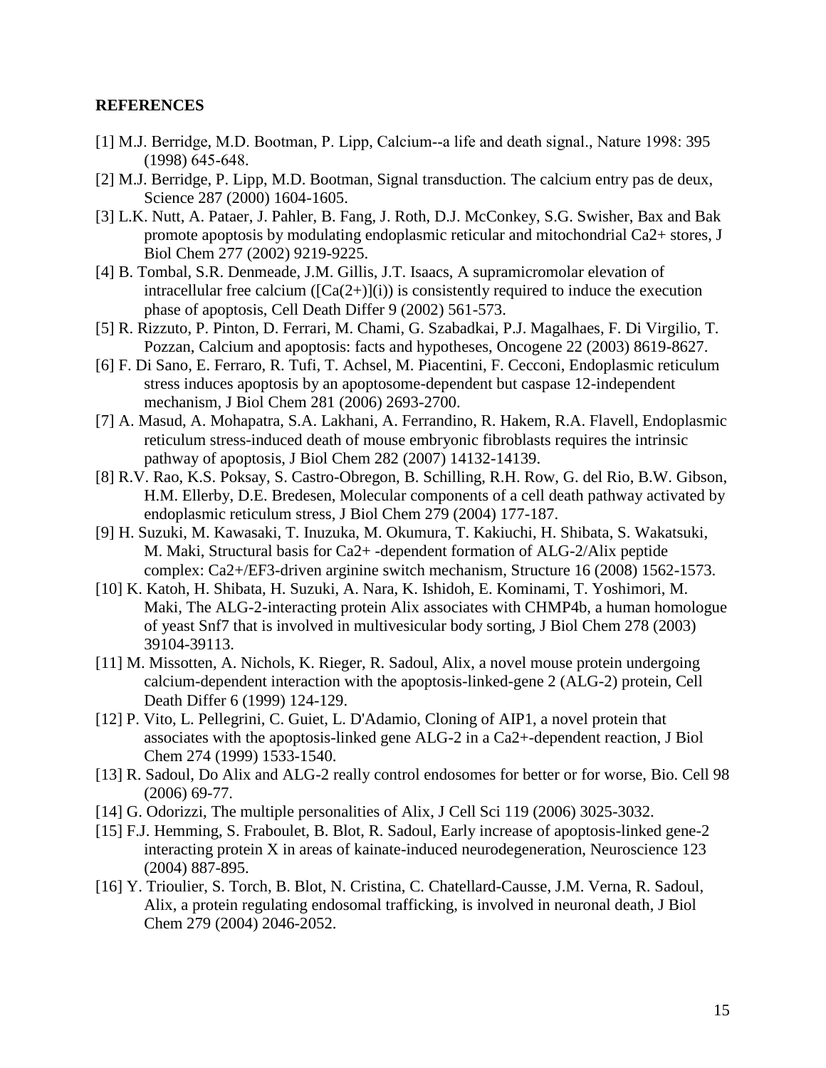**REFERENCES**

[1] M.J. Berridge, M.D. Bootman, P. Lipp, Calcium--a life and death signal., Nature 1998: 395 (1998) 645-648.

[2] M.J. Berridge, P. Lipp, M.D. Bootman, Signal transduction. The calcium entry pas de deux, Science 287 (2000) 1604-1605.

[3] L.K. Nutt, A. Pataer, J. Pahler, B. Fang, J. Roth, D.J. McConkey, S.G. Swisher, Bax and Bak promote apoptosis by modulating endoplasmic reticular and mitochondrial Ca2+ stores, J Biol Chem 277 (2002) 9219-9225.

[4] B. Tombal, S.R. Denmeade, J.M. Gillis, J.T. Isaacs, A supramicromolar elevation of intracellular free calcium ([Ca(2+)](i)) is consistently required to induce the execution phase of apoptosis, Cell Death Differ 9 (2002) 561-573.

[5] R. Rizzuto, P. Pinton, D. Ferrari, M. Chami, G. Szabadkai, P.J. Magalhaes, F. Di Virgilio, T. Pozzan, Calcium and apoptosis: facts and hypotheses, Oncogene 22 (2003) 8619-8627.

[6] F. Di Sano, E. Ferraro, R. Tufi, T. Achsel, M. Piacentini, F. Cecconi, Endoplasmic reticulum stress induces apoptosis by an apoptosome-dependent but caspase 12-independent mechanism, J Biol Chem 281 (2006) 2693-2700.

[7] A. Masud, A. Mohapatra, S.A. Lakhani, A. Ferrandino, R. Hakem, R.A. Flavell, Endoplasmic reticulum stress-induced death of mouse embryonic fibroblasts requires the intrinsic pathway of apoptosis, J Biol Chem 282 (2007) 14132-14139.

[8] R.V. Rao, K.S. Poksay, S. Castro-Obregon, B. Schilling, R.H. Row, G. del Rio, B.W. Gibson, H.M. Ellerby, D.E. Bredesen, Molecular components of a cell death pathway activated by endoplasmic reticulum stress, J Biol Chem 279 (2004) 177-187.

[9] H. Suzuki, M. Kawasaki, T. Inuzuka, M. Okumura, T. Kakiuchi, H. Shibata, S. Wakatsuki, M. Maki, Structural basis for Ca2+ -dependent formation of ALG-2/Alix peptide complex: Ca2+/EF3-driven arginine switch mechanism, Structure 16 (2008) 1562-1573.

[10] K. Katoh, H. Shibata, H. Suzuki, A. Nara, K. Ishidoh, E. Kominami, T. Yoshimori, M. Maki, The ALG-2-interacting protein Alix associates with CHMP4b, a human homologue of yeast Snf7 that is involved in multivesicular body sorting, J Biol Chem 278 (2003) 39104-39113.

[11] M. Missotten, A. Nichols, K. Rieger, R. Sadoul, Alix, a novel mouse protein undergoing calcium-dependent interaction with the apoptosis-linked-gene 2 (ALG-2) protein, Cell Death Differ 6 (1999) 124-129.

[12] P. Vito, L. Pellegrini, C. Guiet, L. D'Adamio, Cloning of AIP1, a novel protein that associates with the apoptosis-linked gene ALG-2 in a Ca2+-dependent reaction, J Biol Chem 274 (1999) 1533-1540.

[13] R. Sadoul, Do Alix and ALG-2 really control endosomes for better or for worse, Bio. Cell 98 (2006) 69-77.

[14] G. Odorizzi, The multiple personalities of Alix, J Cell Sci 119 (2006) 3025-3032.

[15] F.J. Hemming, S. Fraboulet, B. Blot, R. Sadoul, Early increase of apoptosis-linked gene-2 interacting protein X in areas of kainate-induced neurodegeneration, Neuroscience 123 (2004) 887-895.

[16] Y. Trioulier, S. Torch, B. Blot, N. Cristina, C. Chatellard-Causse, J.M. Verna, R. Sadoul, Alix, a protein regulating endosomal trafficking, is involved in neuronal death, J Biol Chem 279 (2004) 2046-2052.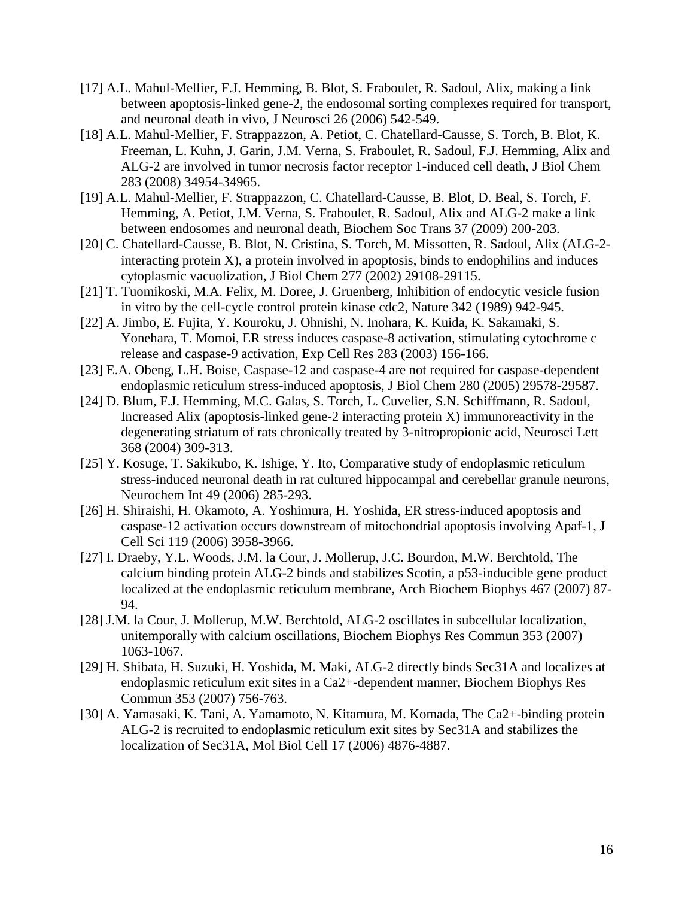[17] A.L. Mahul-Mellier, F.J. Hemming, B. Blot, S. Fraboulet, R. Sadoul, Alix, making a link between apoptosis-linked gene-2, the endosomal sorting complexes required for transport, and neuronal death in vivo, J Neurosci 26 (2006) 542-549.

[18] A.L. Mahul-Mellier, F. Strappazzon, A. Petiot, C. Chatellard-Causse, S. Torch, B. Blot, K. Freeman, L. Kuhn, J. Garin, J.M. Verna, S. Fraboulet, R. Sadoul, F.J. Hemming, Alix and ALG-2 are involved in tumor necrosis factor receptor 1-induced cell death, J Biol Chem 283 (2008) 34954-34965.

[19] A.L. Mahul-Mellier, F. Strappazzon, C. Chatellard-Causse, B. Blot, D. Beal, S. Torch, F. Hemming, A. Petiot, J.M. Verna, S. Fraboulet, R. Sadoul, Alix and ALG-2 make a link between endosomes and neuronal death, Biochem Soc Trans 37 (2009) 200-203.

[20] C. Chatellard-Causse, B. Blot, N. Cristina, S. Torch, M. Missotten, R. Sadoul, Alix (ALG-2-interacting protein X), a protein involved in apoptosis, binds to endophilins and induces cytoplasmic vacuolization, J Biol Chem 277 (2002) 29108-29115.

[21] T. Tuomikoski, M.A. Felix, M. Doree, J. Gruenberg, Inhibition of endocytic vesicle fusion in vitro by the cell-cycle control protein kinase cdc2, Nature 342 (1989) 942-945.

[22] A. Jimbo, E. Fujita, Y. Kouroku, J. Ohnishi, N. Inohara, K. Kuida, K. Sakamaki, S. Yonehara, T. Momoi, ER stress induces caspase-8 activation, stimulating cytochrome c release and caspase-9 activation, Exp Cell Res 283 (2003) 156-166.

[23] E.A. Obeng, L.H. Boise, Caspase-12 and caspase-4 are not required for caspase-dependent endoplasmic reticulum stress-induced apoptosis, J Biol Chem 280 (2005) 29578-29587.

[24] D. Blum, F.J. Hemming, M.C. Galas, S. Torch, L. Cuvelier, S.N. Schiffmann, R. Sadoul, Increased Alix (apoptosis-linked gene-2 interacting protein X) immunoreactivity in the degenerating striatum of rats chronically treated by 3-nitropropionic acid, Neurosci Lett 368 (2004) 309-313.

[25] Y. Kosuge, T. Sakikubo, K. Ishige, Y. Ito, Comparative study of endoplasmic reticulum stress-induced neuronal death in rat cultured hippocampal and cerebellar granule neurons, Neurochem Int 49 (2006) 285-293.

[26] H. Shiraishi, H. Okamoto, A. Yoshimura, H. Yoshida, ER stress-induced apoptosis and caspase-12 activation occurs downstream of mitochondrial apoptosis involving Apaf-1, J Cell Sci 119 (2006) 3958-3966.

[27] I. Draeby, Y.L. Woods, J.M. la Cour, J. Mollerup, J.C. Bourdon, M.W. Berchtold, The calcium binding protein ALG-2 binds and stabilizes Scotin, a p53-inducible gene product localized at the endoplasmic reticulum membrane, Arch Biochem Biophys 467 (2007) 87-94.

[28] J.M. la Cour, J. Mollerup, M.W. Berchtold, ALG-2 oscillates in subcellular localization, unitemporally with calcium oscillations, Biochem Biophys Res Commun 353 (2007) 1063-1067.

[29] H. Shibata, H. Suzuki, H. Yoshida, M. Maki, ALG-2 directly binds Sec31A and localizes at endoplasmic reticulum exit sites in a Ca2+-dependent manner, Biochem Biophys Res Commun 353 (2007) 756-763.

[30] A. Yamasaki, K. Tani, A. Yamamoto, N. Kitamura, M. Komada, The Ca2+-binding protein ALG-2 is recruited to endoplasmic reticulum exit sites by Sec31A and stabilizes the localization of Sec31A, Mol Biol Cell 17 (2006) 4876-4887.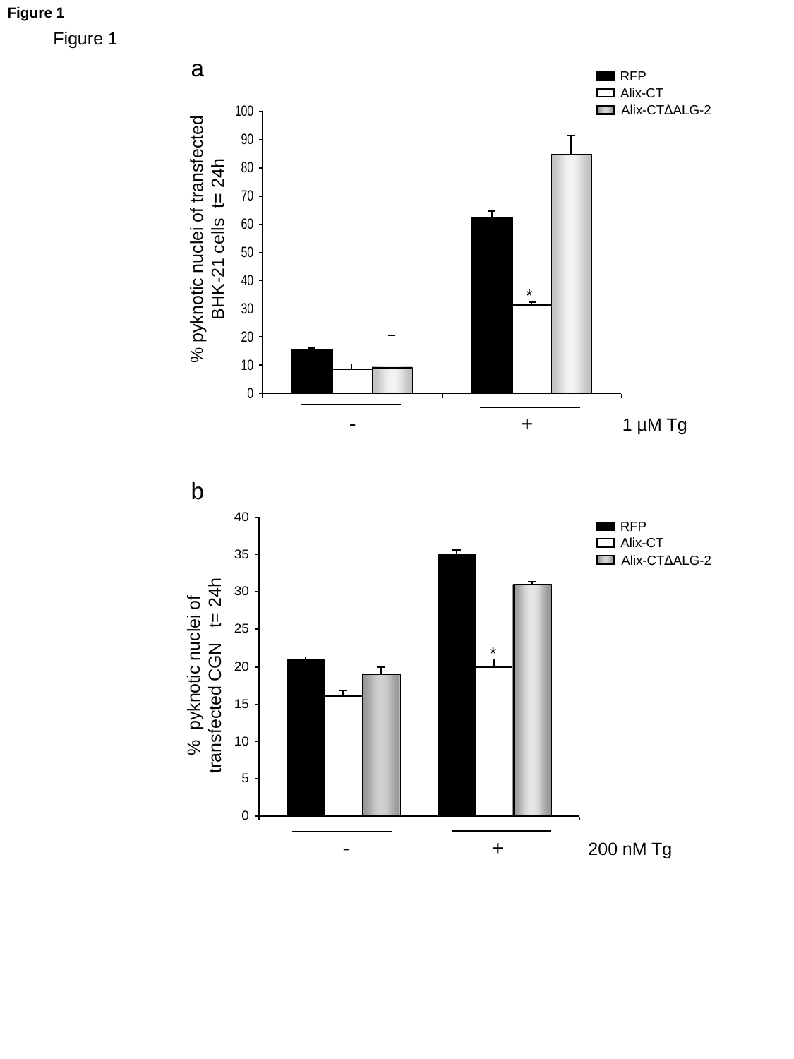# Figure 1

Figure 1

a

RFP
Alix-CT
Alix-CTΔALG-2

% pyknotic nuclei of transfected BHK-21 cells t= 24h

- + 1 µM Tg

b

RFP
Alix-CT
Alix-CTΔALG-2

% pyknotic nuclei of transfected CGN t= 24h

- + 200 nM Tg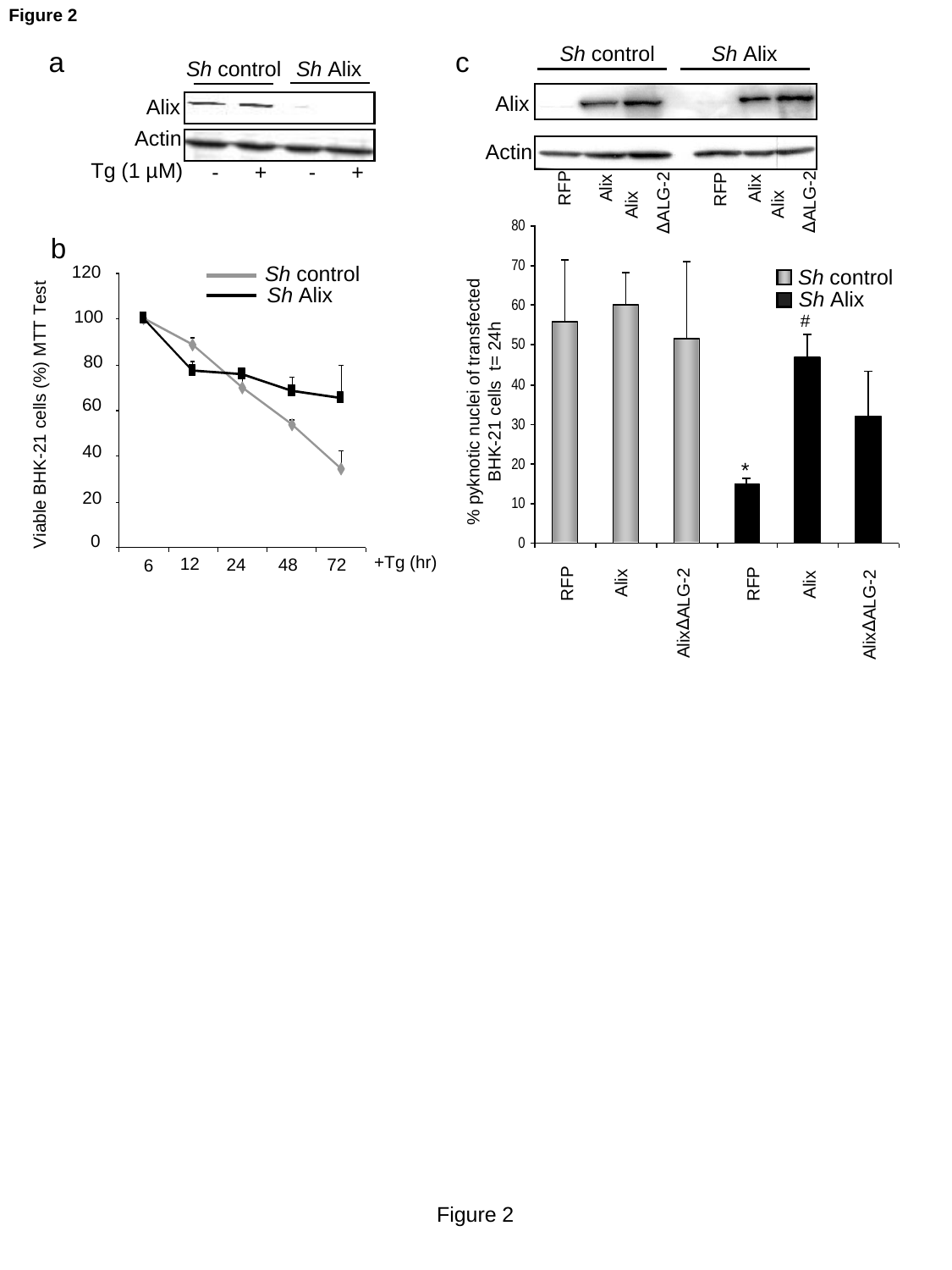Figure 2

Figure 2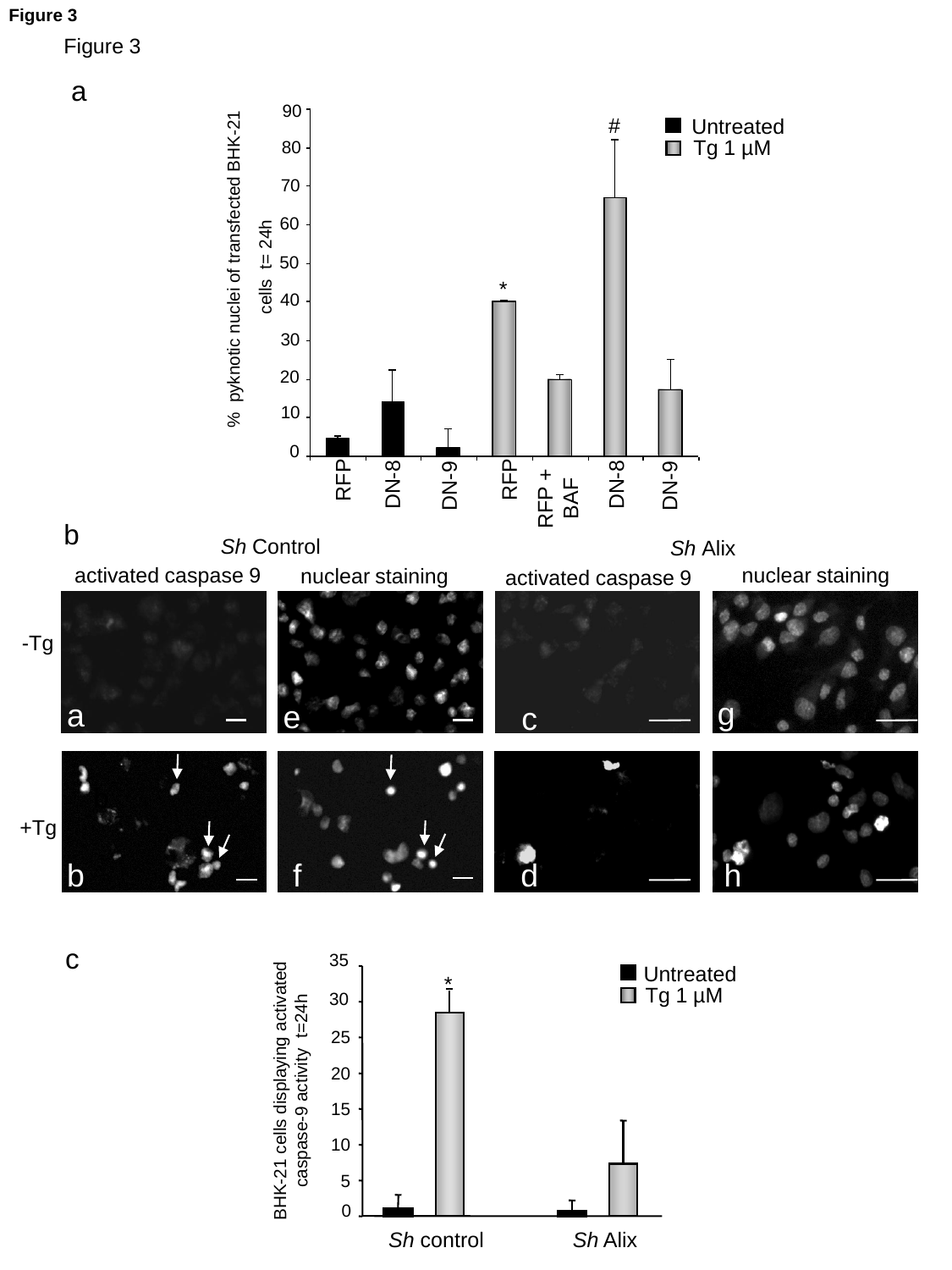Figure 3

Figure 3

a

% pyknotic nuclei of transfected BHK-21 cells t= 24h

90
80
70
60
50
40
30
20
10
0

Untreated
Tg 1 µM

#
*

RFP
DN-8
DN-9
RFP
RFP + BAF
DN-8
DN-9

b

*Sh* Control

*Sh* Alix

activated caspase 9
nuclear staining
activated caspase 9
nuclear staining

-Tg

+Tg

a
e
c
g
b
f
d
h

c

BHK-21 cells displaying activated caspase-9 activity t=24h

35
30
25
20
15
10
5
0

Untreated
Tg 1 µM

*

*Sh* control
*Sh* Alix